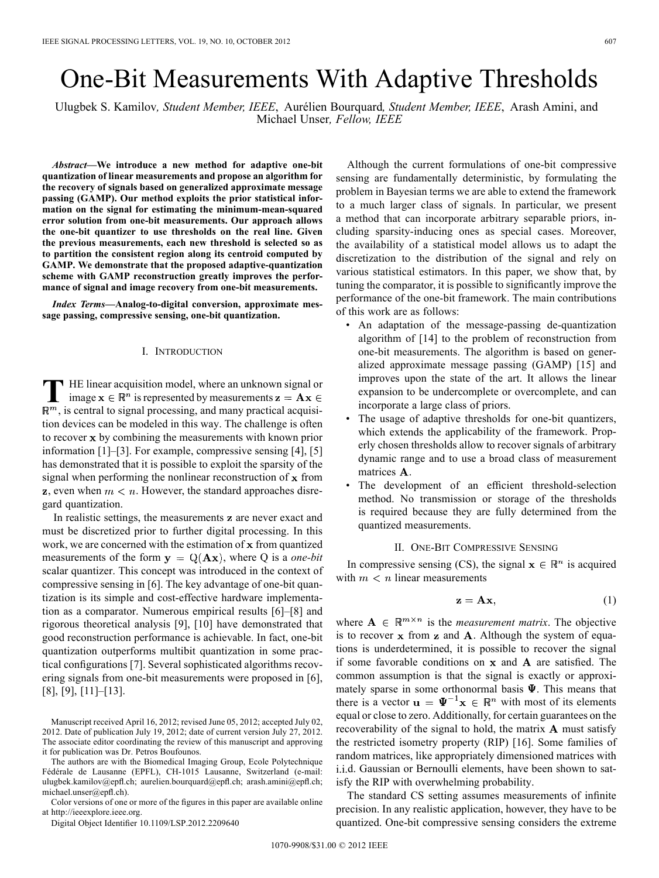# One-Bit Measurements With Adaptive Thresholds

Ulugbek S. Kamilov, *Student Member, IEEE*, Aurélien Bourquard, *Student Member, IEEE*, Arash Amini, and Michael Unser, *Fellow, IEEE*

***Abstract*—We introduce a new method for adaptive one-bit quantization of linear measurements and propose an algorithm for the recovery of signals based on generalized approximate message passing (GAMP). Our method exploits the prior statistical information on the signal for estimating the minimum-mean-squared error solution from one-bit measurements. Our approach allows the one-bit quantizer to use thresholds on the real line. Given the previous measurements, each new threshold is selected so as to partition the consistent region along its centroid computed by GAMP. We demonstrate that the proposed adaptive-quantization scheme with GAMP reconstruction greatly improves the performance of signal and image recovery from one-bit measurements.**

***Index Terms*—Analog-to-digital conversion, approximate message passing, compressive sensing, one-bit quantization.**

## I. Introduction

The linear acquisition model, where an unknown signal or image $\mathbf{x} \in \mathbb{R}^n$ is represented by measurements $\mathbf{z} = \mathbf{A}\mathbf{x} \in \mathbb{R}^m$, is central to signal processing, and many practical acquisition devices can be modeled in this way. The challenge is often to recover $\mathbf{x}$ by combining the measurements with known prior information [1]–[3]. For example, compressive sensing [4], [5] has demonstrated that it is possible to exploit the sparsity of the signal when performing the nonlinear reconstruction of $\mathbf{x}$ from $\mathbf{z}$, even when $m < n$. However, the standard approaches disregard quantization.

In realistic settings, the measurements $\mathbf{z}$ are never exact and must be discretized prior to further digital processing. In this work, we are concerned with the estimation of $\mathbf{x}$ from quantized measurements of the form $\mathbf{y} = \mathrm{Q}(\mathbf{A}\mathbf{x})$, where Q is a *one-bit* scalar quantizer. This concept was introduced in the context of compressive sensing in [6]. The key advantage of one-bit quantization is its simple and cost-effective hardware implementation as a comparator. Numerous empirical results [6]–[8] and rigorous theoretical analysis [9], [10] have demonstrated that good reconstruction performance is achievable. In fact, one-bit quantization outperforms multibit quantization in some practical configurations [7]. Several sophisticated algorithms recovering signals from one-bit measurements were proposed in [6], [8], [9], [11]–[13].

Manuscript received April 16, 2012; revised June 05, 2012; accepted July 02, 2012. Date of publication July 19, 2012; date of current version July 27, 2012. The associate editor coordinating the review of this manuscript and approving it for publication was Dr. Petros Boufounos.

The authors are with the Biomedical Imaging Group, Ecole Polytechnique Fédérale de Lausanne (EPFL), CH-1015 Lausanne, Switzerland (e-mail: ulugbek.kamilov@epfl.ch; aurelien.bourquard@epfl.ch; arash.amini@epfl.ch; michael.unser@epfl.ch).

Color versions of one or more of the figures in this paper are available online at http://ieeexplore.ieee.org.

Digital Object Identifier 10.1109/LSP.2012.2209640

Although the current formulations of one-bit compressive sensing are fundamentally deterministic, by formulating the problem in Bayesian terms we are able to extend the framework to a much larger class of signals. In particular, we present a method that can incorporate arbitrary separable priors, including sparsity-inducing ones as special cases. Moreover, the availability of a statistical model allows us to adapt the discretization to the distribution of the signal and rely on various statistical estimators. In this paper, we show that, by tuning the comparator, it is possible to significantly improve the performance of the one-bit framework. The main contributions of this work are as follows:

- An adaptation of the message-passing de-quantization algorithm of [14] to the problem of reconstruction from one-bit measurements. The algorithm is based on generalized approximate message passing (GAMP) [15] and improves upon the state of the art. It allows the linear expansion to be undercomplete or overcomplete, and can incorporate a large class of priors.
- The usage of adaptive thresholds for one-bit quantizers, which extends the applicability of the framework. Properly chosen thresholds allow to recover signals of arbitrary dynamic range and to use a broad class of measurement matrices $\mathbf{A}$.
- The development of an efficient threshold-selection method. No transmission or storage of the thresholds is required because they are fully determined from the quantized measurements.

## II. One-Bit Compressive Sensing

In compressive sensing (CS), the signal $\mathbf{x} \in \mathbb{R}^n$ is acquired with $m < n$ linear measurements

$$\mathbf{z} = \mathbf{A}\mathbf{x}, \tag{1}$$

where $\mathbf{A} \in \mathbb{R}^{m \times n}$ is the *measurement matrix*. The objective is to recover $\mathbf{x}$ from $\mathbf{z}$ and $\mathbf{A}$. Although the system of equations is underdetermined, it is possible to recover the signal if some favorable conditions on $\mathbf{x}$ and $\mathbf{A}$ are satisfied. The common assumption is that the signal is exactly or approximately sparse in some orthonormal basis $\mathbf{\Psi}$. This means that there is a vector $\mathbf{u} = \mathbf{\Psi}^{-1}\mathbf{x} \in \mathbb{R}^n$ with most of its elements equal or close to zero. Additionally, for certain guarantees on the recoverability of the signal to hold, the matrix $\mathbf{A}$ must satisfy the restricted isometry property (RIP) [16]. Some families of random matrices, like appropriately dimensioned matrices with i.i.d. Gaussian or Bernoulli elements, have been shown to satisfy the RIP with overwhelming probability.

The standard CS setting assumes measurements of infinite precision. In any realistic application, however, they have to be quantized. One-bit compressive sensing considers the extreme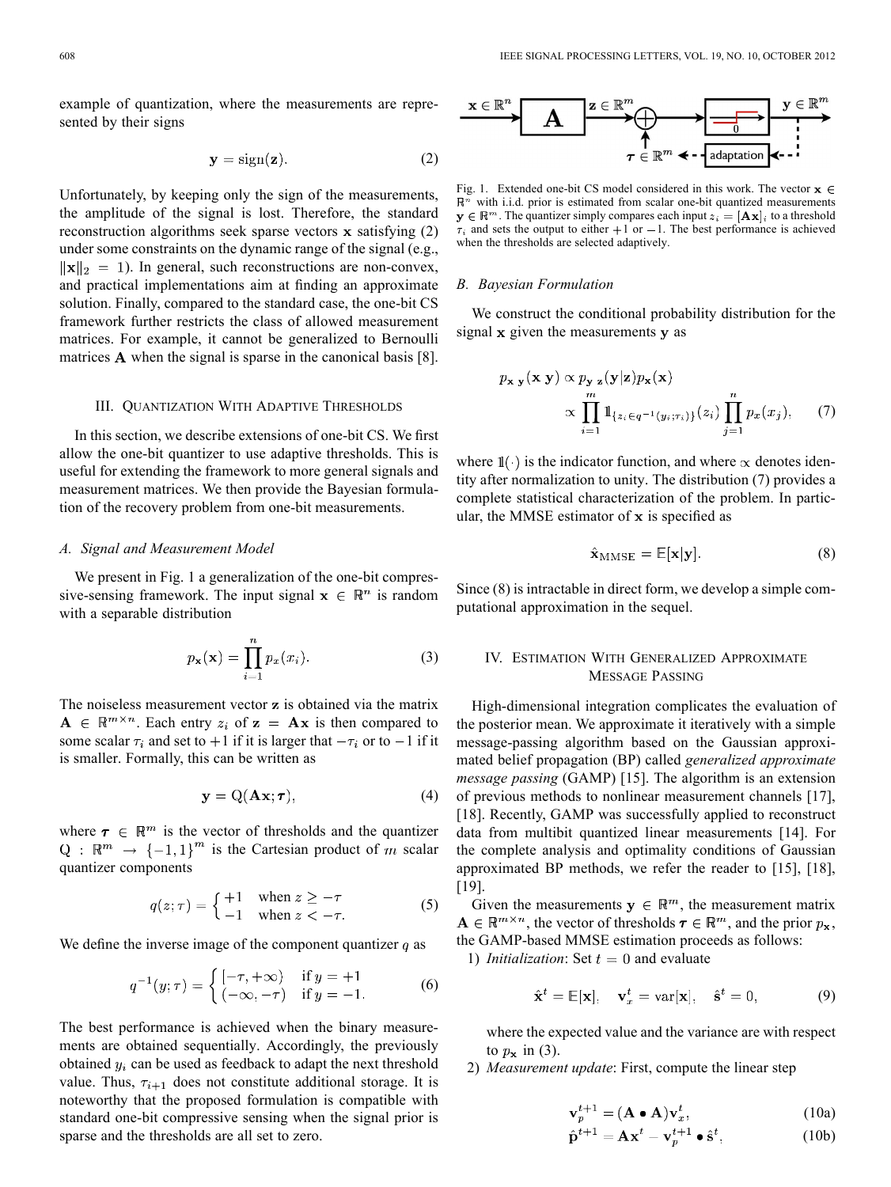example of quantization, where the measurements are represented by their signs

$$\mathbf{y} = \operatorname{sign}(\mathbf{z}). \tag{2}$$

Unfortunately, by keeping only the sign of the measurements, the amplitude of the signal is lost. Therefore, the standard reconstruction algorithms seek sparse vectors $\mathbf{x}$ satisfying (2) under some constraints on the dynamic range of the signal (e.g., $\|\mathbf{x}\|_2 = 1$). In general, such reconstructions are non-convex, and practical implementations aim at finding an approximate solution. Finally, compared to the standard case, the one-bit CS framework further restricts the class of allowed measurement matrices. For example, it cannot be generalized to Bernoulli matrices $\mathbf{A}$ when the signal is sparse in the canonical basis [8].

## III. Quantization With Adaptive Thresholds

In this section, we describe extensions of one-bit CS. We first allow the one-bit quantizer to use adaptive thresholds. This is useful for extending the framework to more general signals and measurement matrices. We then provide the Bayesian formulation of the recovery problem from one-bit measurements.

### A. Signal and Measurement Model

We present in Fig. 1 a generalization of the one-bit compressive-sensing framework. The input signal $\mathbf{x} \in \mathbb{R}^n$ is random with a separable distribution

$$p_{\mathbf{x}}(\mathbf{x}) = \prod_{i=1}^{n} p_x(x_i). \tag{3}$$

The noiseless measurement vector $\mathbf{z}$ is obtained via the matrix $\mathbf{A} \in \mathbb{R}^{m \times n}$. Each entry $z_i$ of $\mathbf{z} = \mathbf{A}\mathbf{x}$ is then compared to some scalar $\tau_i$ and set to $+1$ if it is larger that $-\tau_i$ or to $-1$ if it is smaller. Formally, this can be written as

$$\mathbf{y} = \mathrm{Q}(\mathbf{A}\mathbf{x}; \boldsymbol{\tau}), \tag{4}$$

where $\boldsymbol{\tau} \in \mathbb{R}^m$ is the vector of thresholds and the quantizer $\mathrm{Q} : \mathbb{R}^m \to \{-1, 1\}^m$ is the Cartesian product of $m$ scalar quantizer components

$$q(z; \tau) = \begin{cases} +1 & \text{when } z \geq -\tau \\ -1 & \text{when } z < -\tau. \end{cases} \tag{5}$$

We define the inverse image of the component quantizer $q$ as

$$q^{-1}(y; \tau) = \begin{cases} [-\tau, +\infty) & \text{if } y = +1 \\ (-\infty, -\tau) & \text{if } y = -1. \end{cases} \tag{6}$$

The best performance is achieved when the binary measurements are obtained sequentially. Accordingly, the previously obtained $y_i$ can be used as feedback to adapt the next threshold value. Thus, $\tau_{i+1}$ does not constitute additional storage. It is noteworthy that the proposed formulation is compatible with standard one-bit compressive sensing when the signal prior is sparse and the thresholds are all set to zero.

Fig. 1. Extended one-bit CS model considered in this work. The vector $\mathbf{x} \in \mathbb{R}^n$ with i.i.d. prior is estimated from scalar one-bit quantized measurements $\mathbf{y} \in \mathbb{R}^m$. The quantizer simply compares each input $z_i = [\mathbf{A}\mathbf{x}]_i$ to a threshold $\tau_i$ and sets the output to either $+1$ or $-1$. The best performance is achieved when the thresholds are selected adaptively.

### B. Bayesian Formulation

We construct the conditional probability distribution for the signal $\mathbf{x}$ given the measurements $\mathbf{y}$ as

$$\begin{aligned} p_{\mathbf{x}|\mathbf{y}}(\mathbf{x}|\mathbf{y}) &\propto p_{\mathbf{y}|\mathbf{z}}(\mathbf{y}|\mathbf{z}) p_{\mathbf{x}}(\mathbf{x}) \\ &\propto \prod_{i=1}^{m} \mathbb{1}_{\{z_i \in q^{-1}(y_i; \tau_i)\}}(z_i) \prod_{j=1}^{n} p_x(x_j), \end{aligned} \tag{7}$$

where $\mathbb{1}(\cdot)$ is the indicator function, and where $\propto$ denotes identity after normalization to unity. The distribution (7) provides a complete statistical characterization of the problem. In particular, the MMSE estimator of $\mathbf{x}$ is specified as

$$\hat{\mathbf{x}}_{\text{MMSE}} = \mathbb{E}[\mathbf{x}|\mathbf{y}]. \tag{8}$$

Since (8) is intractable in direct form, we develop a simple computational approximation in the sequel.

## IV. Estimation With Generalized Approximate Message Passing

High-dimensional integration complicates the evaluation of the posterior mean. We approximate it iteratively with a simple message-passing algorithm based on the Gaussian approximated belief propagation (BP) called *generalized approximate message passing* (GAMP) [15]. The algorithm is an extension of previous methods to nonlinear measurement channels [17], [18]. Recently, GAMP was successfully applied to reconstruct data from multibit quantized linear measurements [14]. For the complete analysis and optimality conditions of Gaussian approximated BP methods, we refer the reader to [15], [18], [19].

Given the measurements $\mathbf{y} \in \mathbb{R}^m$, the measurement matrix $\mathbf{A} \in \mathbb{R}^{m \times n}$, the vector of thresholds $\boldsymbol{\tau} \in \mathbb{R}^m$, and the prior $p_{\mathbf{x}}$, the GAMP-based MMSE estimation proceeds as follows:

1) *Initialization*: Set $t = 0$ and evaluate

$$\hat{\mathbf{x}}^t = \mathbb{E}[\mathbf{x}], \quad \mathbf{v}_x^t = \operatorname{var}[\mathbf{x}], \quad \hat{\mathbf{s}}^t = 0, \tag{9}$$

where the expected value and the variance are with respect to $p_{\mathbf{x}}$ in (3).

2) *Measurement update*: First, compute the linear step

$$\mathbf{v}_p^{t+1} = (\mathbf{A} \bullet \mathbf{A})\mathbf{v}_x^t, \tag{10a}$$

$$\hat{\mathbf{p}}^{t+1} = \mathbf{A}\mathbf{x}^t - \mathbf{v}_p^{t+1} \bullet \hat{\mathbf{s}}^t, \tag{10b}$$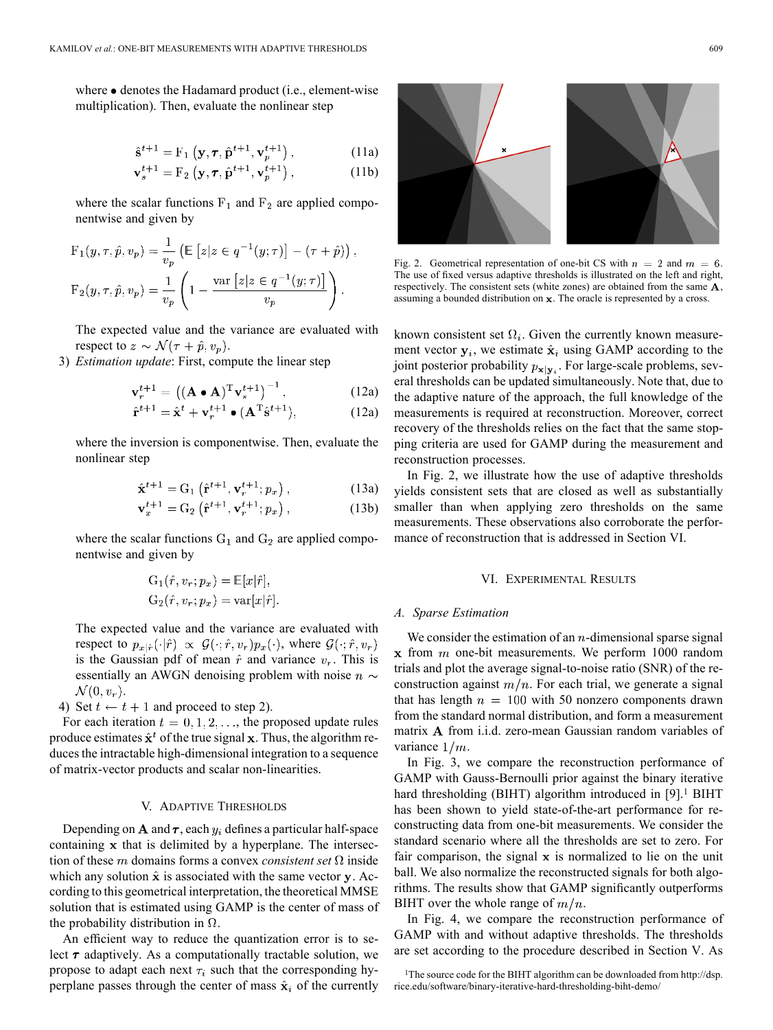where $\bullet$ denotes the Hadamard product (i.e., element-wise multiplication). Then, evaluate the nonlinear step

$$\hat{\mathbf{s}}^{t+1} = \mathrm{F}_1\left(\mathbf{y}, \boldsymbol{\tau}; \hat{\mathbf{p}}^{t+1}, \mathbf{v}_p^{t+1}\right), \tag{11a}$$

$$\mathbf{v}_s^{t+1} = \mathrm{F}_2\left(\mathbf{y}, \boldsymbol{\tau}; \hat{\mathbf{p}}^{t+1}, \mathbf{v}_p^{t+1}\right), \tag{11b}$$

where the scalar functions $\mathrm{F}_1$ and $\mathrm{F}_2$ are applied componentwise and given by

$$\mathrm{F}_1(y, \tau, \hat{p}, v_p) = \frac{1}{v_p}\left(\mathbb{E}\left[z | z \in q^{-1}(y; \tau)\right] - (\tau + \hat{p})\right),$$

$$\mathrm{F}_2(y, \tau, \hat{p}, v_p) = \frac{1}{v_p}\left(1 - \frac{\mathrm{var}\left[z | z \in q^{-1}(y; \tau)\right]}{v_p}\right).$$

The expected value and the variance are evaluated with respect to $z \sim \mathcal{N}(\tau + \hat{p}, v_p)$.

3) *Estimation update*: First, compute the linear step

$$\mathbf{v}_r^{t+1} = \left((\mathbf{A} \bullet \mathbf{A})^{\mathrm{T}} \mathbf{v}_s^{t+1}\right)^{-1}, \tag{12a}$$

$$\hat{\mathbf{r}}^{t+1} = \hat{\mathbf{x}}^t + \mathbf{v}_r^{t+1} \bullet (\mathbf{A}^{\mathrm{T}} \hat{\mathbf{s}}^{t+1}), \tag{12a}$$

where the inversion is componentwise. Then, evaluate the nonlinear step

$$\hat{\mathbf{x}}^{t+1} = \mathrm{G}_1\left(\hat{\mathbf{r}}^{t+1}, \mathbf{v}_r^{t+1}; p_x\right), \tag{13a}$$

$$\mathbf{v}_x^{t+1} = \mathrm{G}_2\left(\hat{\mathbf{r}}^{t+1}, \mathbf{v}_r^{t+1}; p_x\right), \tag{13b}$$

where the scalar functions $\mathrm{G}_1$ and $\mathrm{G}_2$ are applied componentwise and given by

$$\mathrm{G}_1(\hat{r}, v_r; p_x) = \mathbb{E}[x | \hat{r}],$$

$$\mathrm{G}_2(\hat{r}, v_r; p_x) = \mathrm{var}[x | \hat{r}].$$

The expected value and the variance are evaluated with respect to $p_{x|\hat{r}}(\cdot|\hat{r}) \propto \mathcal{G}(\cdot; \hat{r}, v_r) p_x(\cdot)$, where $\mathcal{G}(\cdot; \hat{r}, v_r)$ is the Gaussian pdf of mean $\hat{r}$ and variance $v_r$. This is essentially an AWGN denoising problem with noise $n \sim \mathcal{N}(0, v_r)$.

4) Set $t \leftarrow t + 1$ and proceed to step 2).

For each iteration $t = 0, 1, 2, \ldots$, the proposed update rules produce estimates $\hat{\mathbf{x}}^t$ of the true signal $\mathbf{x}$. Thus, the algorithm reduces the intractable high-dimensional integration to a sequence of matrix-vector products and scalar non-linearities.

## V. Adaptive Thresholds

Depending on $\mathbf{A}$ and $\boldsymbol{\tau}$, each $y_i$ defines a particular half-space containing $\mathbf{x}$ that is delimited by a hyperplane. The intersection of these $m$ domains forms a convex *consistent set* $\Omega$ inside which any solution $\hat{\mathbf{x}}$ is associated with the same vector $\mathbf{y}$. According to this geometrical interpretation, the theoretical MMSE solution that is estimated using GAMP is the center of mass of the probability distribution in $\Omega$.

An efficient way to reduce the quantization error is to select $\boldsymbol{\tau}$ adaptively. As a computationally tractable solution, we propose to adapt each next $\tau_i$ such that the corresponding hyperplane passes through the center of mass $\hat{\mathbf{x}}_i$ of the currently known consistent set $\Omega_i$. Given the currently known measurement vector $\mathbf{y}_i$, we estimate $\hat{\mathbf{x}}_i$ using GAMP according to the joint posterior probability $p_{\mathbf{x}|\mathbf{y}_i}$. For large-scale problems, several thresholds can be updated simultaneously. Note that, due to the adaptive nature of the approach, the full knowledge of the measurements is required at reconstruction. Moreover, correct recovery of the thresholds relies on the fact that the same stopping criteria are used for GAMP during the measurement and reconstruction processes.

Fig. 2. Geometrical representation of one-bit CS with $n = 2$ and $m = 6$. The use of fixed versus adaptive thresholds is illustrated on the left and right, respectively. The consistent sets (white zones) are obtained from the same $\mathbf{A}$, assuming a bounded distribution on $\mathbf{x}$. The oracle is represented by a cross.

In Fig. 2, we illustrate how the use of adaptive thresholds yields consistent sets that are closed as well as substantially smaller than when applying zero thresholds on the same measurements. These observations also corroborate the performance of reconstruction that is addressed in Section VI.

## VI. Experimental Results

### A. Sparse Estimation

We consider the estimation of an $n$-dimensional sparse signal $\mathbf{x}$ from $m$ one-bit measurements. We perform 1000 random trials and plot the average signal-to-noise ratio (SNR) of the reconstruction against $m/n$. For each trial, we generate a signal that has length $n = 100$ with 50 nonzero components drawn from the standard normal distribution, and form a measurement matrix $\mathbf{A}$ from i.i.d. zero-mean Gaussian random variables of variance $1/m$.

In Fig. 3, we compare the reconstruction performance of GAMP with Gauss-Bernoulli prior against the binary iterative hard thresholding (BIHT) algorithm introduced in [9].[1] BIHT has been shown to yield state-of-the-art performance for reconstructing data from one-bit measurements. We consider the standard scenario where all the thresholds are set to zero. For fair comparison, the signal $\mathbf{x}$ is normalized to lie on the unit ball. We also normalize the reconstructed signals for both algorithms. The results show that GAMP significantly outperforms BIHT over the whole range of $m/n$.

In Fig. 4, we compare the reconstruction performance of GAMP with and without adaptive thresholds. The thresholds are set according to the procedure described in Section V. As

[1] The source code for the BIHT algorithm can be downloaded from http://dsp.rice.edu/software/binary-iterative-hard-thresholding-biht-demo/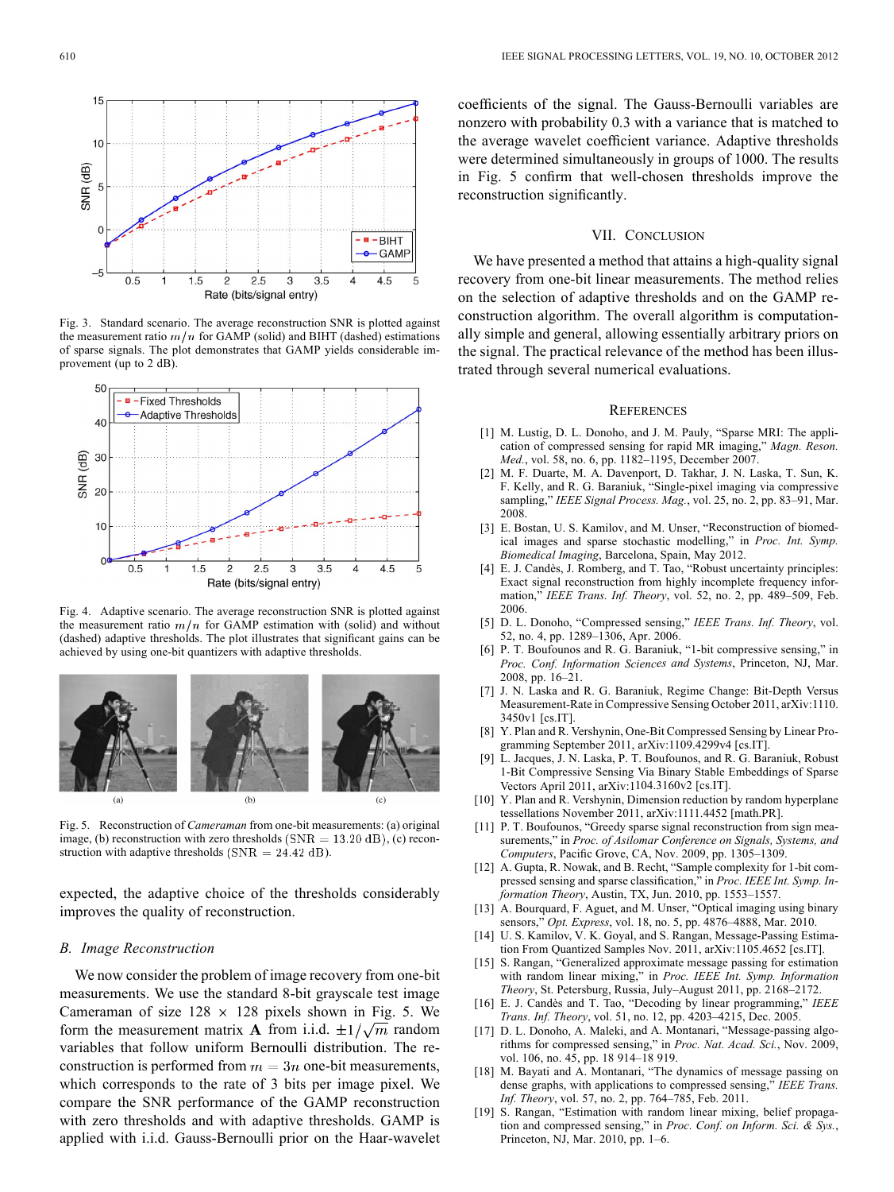15
10
5
0
−5
SNR (dB)
0.5 1 1.5 2 2.5 3 3.5 4 4.5 5
Rate (bits/signal entry)
BIHT
GAMP

Fig. 3. Standard scenario. The average reconstruction SNR is plotted against the measurement ratio $m/n$ for GAMP (solid) and BIHT (dashed) estimations of sparse signals. The plot demonstrates that GAMP yields considerable improvement (up to 2 dB).

50
40
30
20
10
0
SNR (dB)
0.5 1 1.5 2 2.5 3 3.5 4 4.5 5
Rate (bits/signal entry)
Fixed Thresholds
Adaptive Thresholds

Fig. 4. Adaptive scenario. The average reconstruction SNR is plotted against the measurement ratio $m/n$ for GAMP estimation with (solid) and without (dashed) adaptive thresholds. The plot illustrates that significant gains can be achieved by using one-bit quantizers with adaptive thresholds.

(a) (b) (c)

Fig. 5. Reconstruction of *Cameraman* from one-bit measurements: (a) original image, (b) reconstruction with zero thresholds ($\mathrm{SNR} = 13.20$ dB), (c) reconstruction with adaptive thresholds ($\mathrm{SNR} = 24.42$ dB).

expected, the adaptive choice of the thresholds considerably improves the quality of reconstruction.

## B. Image Reconstruction

We now consider the problem of image recovery from one-bit measurements. We use the standard 8-bit grayscale test image Cameraman of size $128 \times 128$ pixels shown in Fig. 5. We form the measurement matrix $\mathbf{A}$ from i.i.d. $\pm 1/\sqrt{m}$ random variables that follow uniform Bernoulli distribution. The reconstruction is performed from $m = 3n$ one-bit measurements, which corresponds to the rate of 3 bits per image pixel. We compare the SNR performance of the GAMP reconstruction with zero thresholds and with adaptive thresholds. GAMP is applied with i.i.d. Gauss-Bernoulli prior on the Haar-wavelet coefficients of the signal. The Gauss-Bernoulli variables are nonzero with probability 0.3 with a variance that is matched to the average wavelet coefficient variance. Adaptive thresholds were determined simultaneously in groups of 1000. The results in Fig. 5 confirm that well-chosen thresholds improve the reconstruction significantly.

## VII. Conclusion

We have presented a method that attains a high-quality signal recovery from one-bit linear measurements. The method relies on the selection of adaptive thresholds and on the GAMP reconstruction algorithm. The overall algorithm is computationally simple and general, allowing essentially arbitrary priors on the signal. The practical relevance of the method has been illustrated through several numerical evaluations.

## References

[1] M. Lustig, D. L. Donoho, and J. M. Pauly, "Sparse MRI: The application of compressed sensing for rapid MR imaging," *Magn. Reson. Med.*, vol. 58, no. 6, pp. 1182–1195, December 2007.

[2] M. F. Duarte, M. A. Davenport, D. Takhar, J. N. Laska, T. Sun, K. F. Kelly, and R. G. Baraniuk, "Single-pixel imaging via compressive sampling," *IEEE Signal Process. Mag.*, vol. 25, no. 2, pp. 83–91, Mar. 2008.

[3] E. Bostan, U. S. Kamilov, and M. Unser, "Reconstruction of biomedical images and sparse stochastic modelling," in *Proc. Int. Symp. Biomedical Imaging*, Barcelona, Spain, May 2012.

[4] E. J. Candès, J. Romberg, and T. Tao, "Robust uncertainty principles: Exact signal reconstruction from highly incomplete frequency information," *IEEE Trans. Inf. Theory*, vol. 52, no. 2, pp. 489–509, Feb. 2006.

[5] D. L. Donoho, "Compressed sensing," *IEEE Trans. Inf. Theory*, vol. 52, no. 4, pp. 1289–1306, Apr. 2006.

[6] P. T. Boufounos and R. G. Baraniuk, "1-bit compressive sensing," in *Proc. Conf. Information Sciences and Systems*, Princeton, NJ, Mar. 2008, pp. 16–21.

[7] J. N. Laska and R. G. Baraniuk, Regime Change: Bit-Depth Versus Measurement-Rate in Compressive Sensing October 2011, arXiv:1110.3450v1 [cs.IT].

[8] Y. Plan and R. Vershynin, One-Bit Compressed Sensing by Linear Programming September 2011, arXiv:1109.4299v4 [cs.IT].

[9] L. Jacques, J. N. Laska, P. T. Boufounos, and R. G. Baraniuk, Robust 1-Bit Compressive Sensing Via Binary Stable Embeddings of Sparse Vectors April 2011, arXiv:1104.3160v2 [cs.IT].

[10] Y. Plan and R. Vershynin, Dimension reduction by random hyperplane tessellations November 2011, arXiv:1111.4452 [math.PR].

[11] P. T. Boufounos, "Greedy sparse signal reconstruction from sign measurements," in *Proc. of Asilomar Conference on Signals, Systems, and Computers*, Pacific Grove, CA, Nov. 2009, pp. 1305–1309.

[12] A. Gupta, R. Nowak, and B. Recht, "Sample complexity for 1-bit compressed sensing and sparse classification," in *Proc. IEEE Int. Symp. Information Theory*, Austin, TX, Jun. 2010, pp. 1553–1557.

[13] A. Bourquard, F. Aguet, and M. Unser, "Optical imaging using binary sensors," *Opt. Express*, vol. 18, no. 5, pp. 4876–4888, Mar. 2010.

[14] U. S. Kamilov, V. K. Goyal, and S. Rangan, Message-Passing Estimation From Quantized Samples Nov. 2011, arXiv:1105.4652 [cs.IT].

[15] S. Rangan, "Generalized approximate message passing for estimation with random linear mixing," in *Proc. IEEE Int. Symp. Information Theory*, St. Petersburg, Russia, July–August 2011, pp. 2168–2172.

[16] E. J. Candès and T. Tao, "Decoding by linear programming," *IEEE Trans. Inf. Theory*, vol. 51, no. 12, pp. 4203–4215, Dec. 2005.

[17] D. L. Donoho, A. Maleki, and A. Montanari, "Message-passing algorithms for compressed sensing," in *Proc. Nat. Acad. Sci.*, Nov. 2009, vol. 106, no. 45, pp. 18 914–18 919.

[18] M. Bayati and A. Montanari, "The dynamics of message passing on dense graphs, with applications to compressed sensing," *IEEE Trans. Inf. Theory*, vol. 57, no. 2, pp. 764–785, Feb. 2011.

[19] S. Rangan, "Estimation with random linear mixing, belief propagation and compressed sensing," in *Proc. Conf. on Inform. Sci. & Sys.*, Princeton, NJ, Mar. 2010, pp. 1–6.